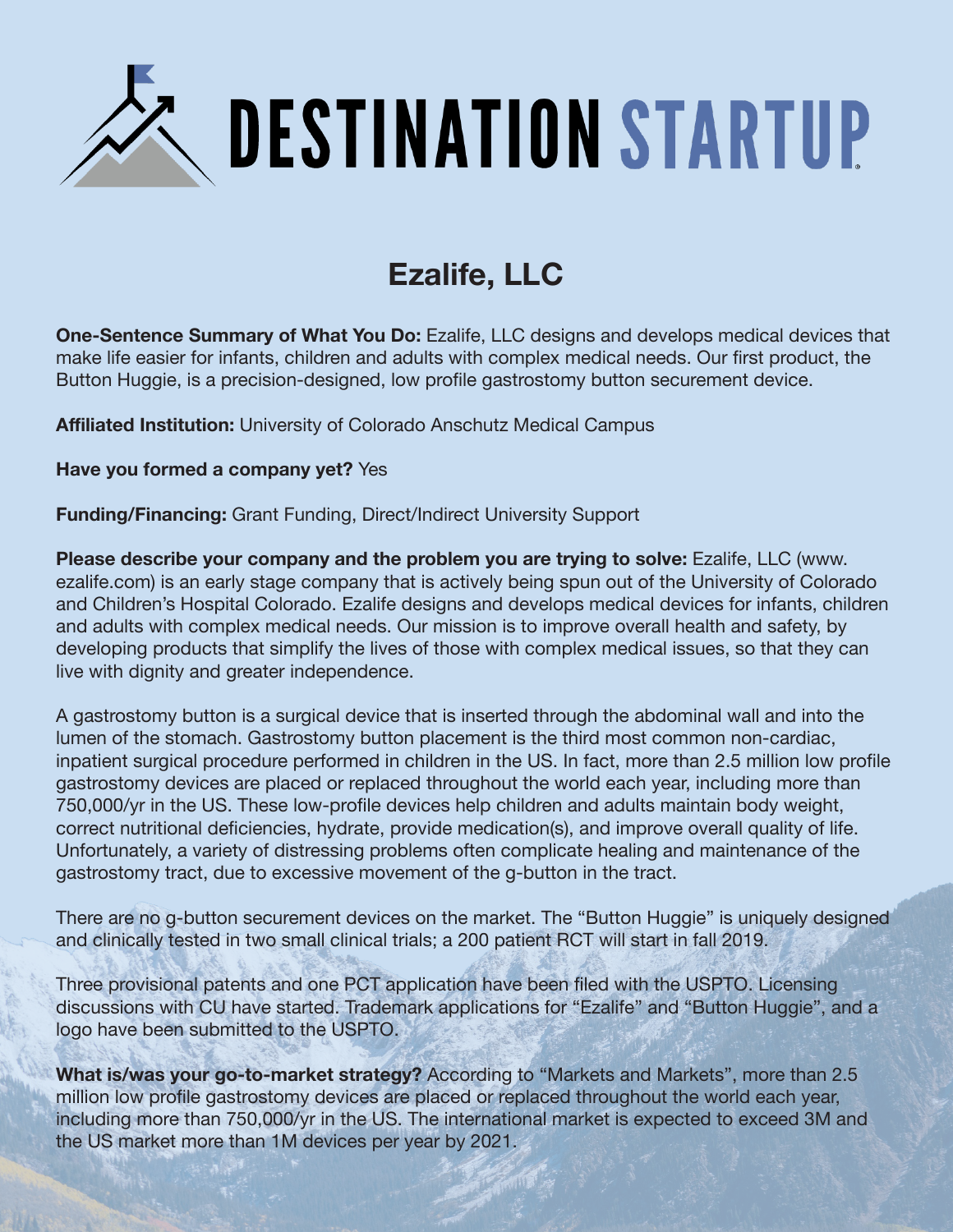# DESTINATION STARTUP

## Ezalife, LLC

**One-Sentence Summary of What You Do:** Ezalife, LLC designs and develops medical devices that make life easier for infants, children and adults with complex medical needs. Our first product, the Button Huggie, is a precision-designed, low profile gastrostomy button securement device.

**Affiliated Institution:** University of Colorado Anschutz Medical Campus

**Have you formed a company yet?** Yes

**Funding/Financing:** Grant Funding, Direct/Indirect University Support

**Please describe your company and the problem you are trying to solve:** Ezalife, LLC (www.ezalife.com) is an early stage company that is actively being spun out of the University of Colorado and Children's Hospital Colorado. Ezalife designs and develops medical devices for infants, children and adults with complex medical needs. Our mission is to improve overall health and safety, by developing products that simplify the lives of those with complex medical issues, so that they can live with dignity and greater independence.

A gastrostomy button is a surgical device that is inserted through the abdominal wall and into the lumen of the stomach. Gastrostomy button placement is the third most common non-cardiac, inpatient surgical procedure performed in children in the US. In fact, more than 2.5 million low profile gastrostomy devices are placed or replaced throughout the world each year, including more than 750,000/yr in the US. These low-profile devices help children and adults maintain body weight, correct nutritional deficiencies, hydrate, provide medication(s), and improve overall quality of life. Unfortunately, a variety of distressing problems often complicate healing and maintenance of the gastrostomy tract, due to excessive movement of the g-button in the tract.

There are no g-button securement devices on the market. The "Button Huggie" is uniquely designed and clinically tested in two small clinical trials; a 200 patient RCT will start in fall 2019.

Three provisional patents and one PCT application have been filed with the USPTO. Licensing discussions with CU have started. Trademark applications for "Ezalife" and "Button Huggie", and a logo have been submitted to the USPTO.

**What is/was your go-to-market strategy?** According to "Markets and Markets", more than 2.5 million low profile gastrostomy devices are placed or replaced throughout the world each year, including more than 750,000/yr in the US. The international market is expected to exceed 3M and the US market more than 1M devices per year by 2021.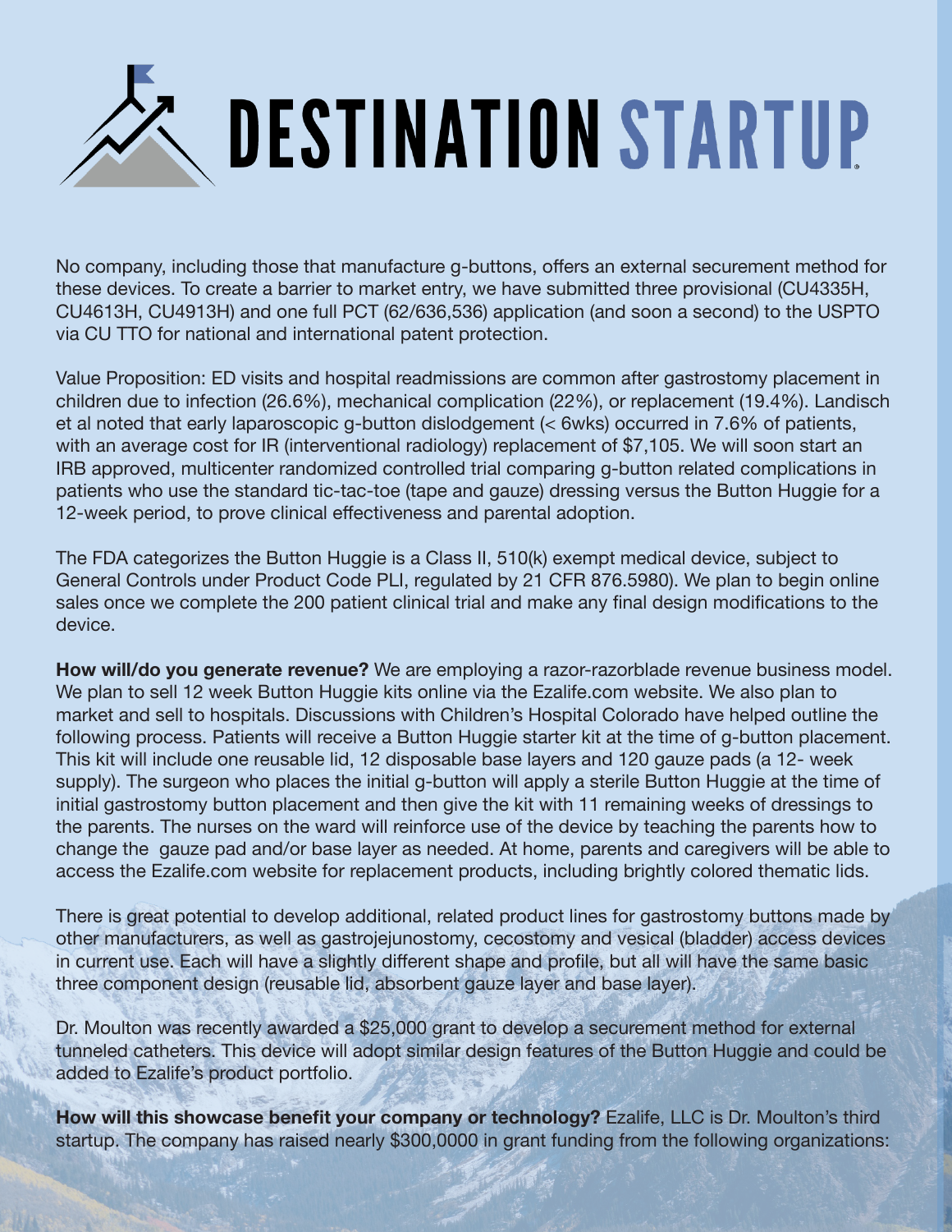No company, including those that manufacture g-buttons, offers an external securement method for these devices. To create a barrier to market entry, we have submitted three provisional (CU4335H, CU4613H, CU4913H) and one full PCT (62/636,536) application (and soon a second) to the USPTO via CU TTO for national and international patent protection.

Value Proposition: ED visits and hospital readmissions are common after gastrostomy placement in children due to infection (26.6%), mechanical complication (22%), or replacement (19.4%). Landisch et al noted that early laparoscopic g-button dislodgement (< 6wks) occurred in 7.6% of patients, with an average cost for IR (interventional radiology) replacement of $7,105. We will soon start an IRB approved, multicenter randomized controlled trial comparing g-button related complications in patients who use the standard tic-tac-toe (tape and gauze) dressing versus the Button Huggie for a 12-week period, to prove clinical effectiveness and parental adoption.

The FDA categorizes the Button Huggie is a Class II, 510(k) exempt medical device, subject to General Controls under Product Code PLI, regulated by 21 CFR 876.5980). We plan to begin online sales once we complete the 200 patient clinical trial and make any final design modifications to the device.

**How will/do you generate revenue?** We are employing a razor-razorblade revenue business model. We plan to sell 12 week Button Huggie kits online via the Ezalife.com website. We also plan to market and sell to hospitals. Discussions with Children's Hospital Colorado have helped outline the following process. Patients will receive a Button Huggie starter kit at the time of g-button placement. This kit will include one reusable lid, 12 disposable base layers and 120 gauze pads (a 12- week supply). The surgeon who places the initial g-button will apply a sterile Button Huggie at the time of initial gastrostomy button placement and then give the kit with 11 remaining weeks of dressings to the parents. The nurses on the ward will reinforce use of the device by teaching the parents how to change the gauze pad and/or base layer as needed. At home, parents and caregivers will be able to access the Ezalife.com website for replacement products, including brightly colored thematic lids.

There is great potential to develop additional, related product lines for gastrostomy buttons made by other manufacturers, as well as gastrojejunostomy, cecostomy and vesical (bladder) access devices in current use. Each will have a slightly different shape and profile, but all will have the same basic three component design (reusable lid, absorbent gauze layer and base layer).

Dr. Moulton was recently awarded a $25,000 grant to develop a securement method for external tunneled catheters. This device will adopt similar design features of the Button Huggie and could be added to Ezalife's product portfolio.

**How will this showcase benefit your company or technology?** Ezalife, LLC is Dr. Moulton's third startup. The company has raised nearly $300,0000 in grant funding from the following organizations: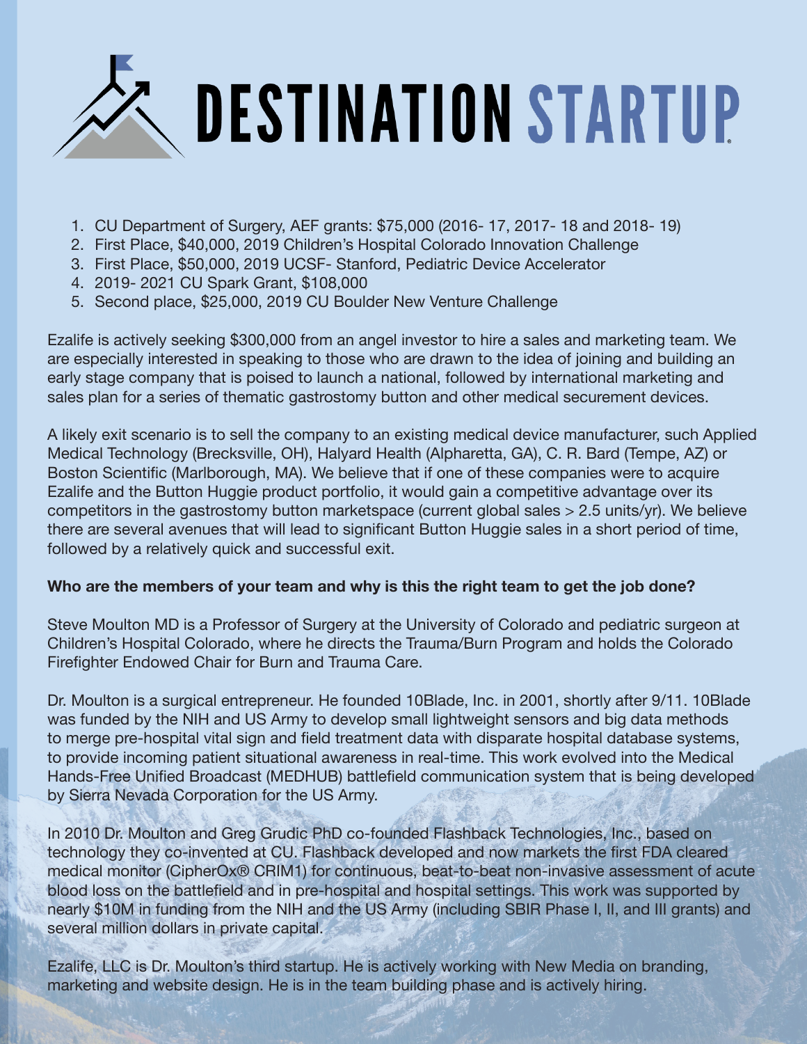1. CU Department of Surgery, AEF grants: $75,000 (2016- 17, 2017- 18 and 2018- 19)
2. First Place, $40,000, 2019 Children's Hospital Colorado Innovation Challenge
3. First Place, $50,000, 2019 UCSF- Stanford, Pediatric Device Accelerator
4. 2019- 2021 CU Spark Grant, $108,000
5. Second place, $25,000, 2019 CU Boulder New Venture Challenge

Ezalife is actively seeking $300,000 from an angel investor to hire a sales and marketing team. We are especially interested in speaking to those who are drawn to the idea of joining and building an early stage company that is poised to launch a national, followed by international marketing and sales plan for a series of thematic gastrostomy button and other medical securement devices.

A likely exit scenario is to sell the company to an existing medical device manufacturer, such Applied Medical Technology (Brecksville, OH), Halyard Health (Alpharetta, GA), C. R. Bard (Tempe, AZ) or Boston Scientific (Marlborough, MA). We believe that if one of these companies were to acquire Ezalife and the Button Huggie product portfolio, it would gain a competitive advantage over its competitors in the gastrostomy button marketspace (current global sales > 2.5 units/yr). We believe there are several avenues that will lead to significant Button Huggie sales in a short period of time, followed by a relatively quick and successful exit.

**Who are the members of your team and why is this the right team to get the job done?**

Steve Moulton MD is a Professor of Surgery at the University of Colorado and pediatric surgeon at Children's Hospital Colorado, where he directs the Trauma/Burn Program and holds the Colorado Firefighter Endowed Chair for Burn and Trauma Care.

Dr. Moulton is a surgical entrepreneur. He founded 10Blade, Inc. in 2001, shortly after 9/11. 10Blade was funded by the NIH and US Army to develop small lightweight sensors and big data methods to merge pre-hospital vital sign and field treatment data with disparate hospital database systems, to provide incoming patient situational awareness in real-time. This work evolved into the Medical Hands-Free Unified Broadcast (MEDHUB) battlefield communication system that is being developed by Sierra Nevada Corporation for the US Army.

In 2010 Dr. Moulton and Greg Grudic PhD co-founded Flashback Technologies, Inc., based on technology they co-invented at CU. Flashback developed and now markets the first FDA cleared medical monitor (CipherOx® CRIM1) for continuous, beat-to-beat non-invasive assessment of acute blood loss on the battlefield and in pre-hospital and hospital settings. This work was supported by nearly $10M in funding from the NIH and the US Army (including SBIR Phase I, II, and III grants) and several million dollars in private capital.

Ezalife, LLC is Dr. Moulton's third startup. He is actively working with New Media on branding, marketing and website design. He is in the team building phase and is actively hiring.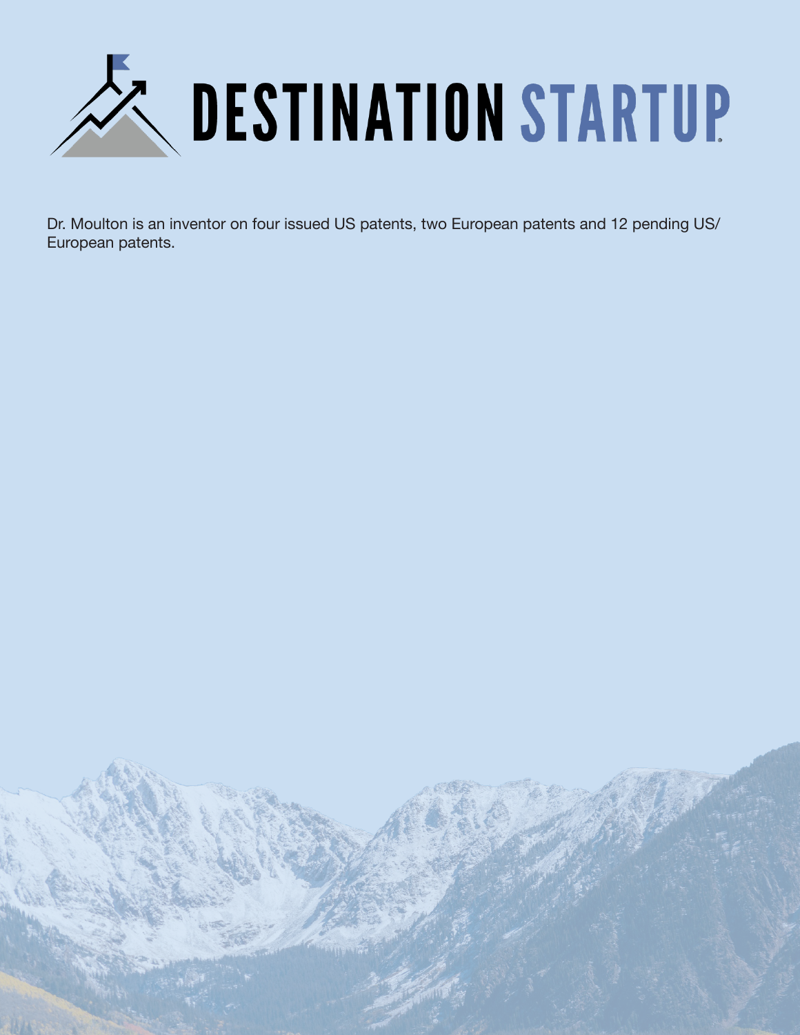Dr. Moulton is an inventor on four issued US patents, two European patents and 12 pending US/ European patents.